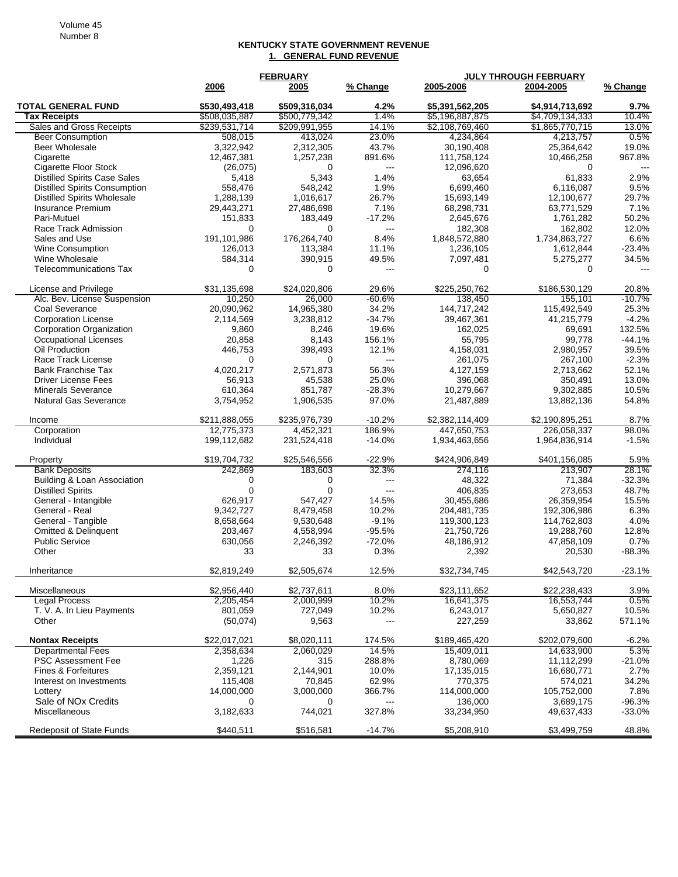# KENTUCKY STATE GOVERNMENT REVENUE

## 1. GENERAL FUND REVENUE

| | FEBRUARY | | | JULY THROUGH FEBRUARY | | |
|---|---|---|---|---|---|---|
| | 2006 | 2005 | % Change | 2005-2006 | 2004-2005 | % Change |
| **TOTAL GENERAL FUND** | **$530,493,418** | **$509,316,034** | **4.2%** | **$5,391,562,205** | **$4,914,713,692** | **9.7%** |
| **Tax Receipts** | $508,035,887 | $500,779,342 | 1.4% | $5,196,887,875 | $4,709,134,333 | 10.4% |
| Sales and Gross Receipts | $239,531,714 | $209,991,955 | 14.1% | $2,108,769,460 | $1,865,770,715 | 13.0% |
| Beer Consumption | 508,015 | 413,024 | 23.0% | 4,234,864 | 4,213,757 | 0.5% |
| Beer Wholesale | 3,322,942 | 2,312,305 | 43.7% | 30,190,408 | 25,364,642 | 19.0% |
| Cigarette | 12,467,381 | 1,257,238 | 891.6% | 111,758,124 | 10,466,258 | 967.8% |
| Cigarette Floor Stock | (26,075) | 0 | --- | 12,096,620 | 0 | --- |
| Distilled Spirits Case Sales | 5,418 | 5,343 | 1.4% | 63,654 | 61,833 | 2.9% |
| Distilled Spirits Consumption | 558,476 | 548,242 | 1.9% | 6,699,460 | 6,116,087 | 9.5% |
| Distilled Spirits Wholesale | 1,288,139 | 1,016,617 | 26.7% | 15,693,149 | 12,100,677 | 29.7% |
| Insurance Premium | 29,443,271 | 27,486,698 | 7.1% | 68,298,731 | 63,771,529 | 7.1% |
| Pari-Mutuel | 151,833 | 183,449 | -17.2% | 2,645,676 | 1,761,282 | 50.2% |
| Race Track Admission | 0 | 0 | --- | 182,308 | 162,802 | 12.0% |
| Sales and Use | 191,101,986 | 176,264,740 | 8.4% | 1,848,572,880 | 1,734,863,727 | 6.6% |
| Wine Consumption | 126,013 | 113,384 | 11.1% | 1,236,105 | 1,612,844 | -23.4% |
| Wine Wholesale | 584,314 | 390,915 | 49.5% | 7,097,481 | 5,275,277 | 34.5% |
| Telecommunications Tax | 0 | 0 | --- | 0 | 0 | --- |
| License and Privilege | $31,135,698 | $24,020,806 | 29.6% | $225,250,762 | $186,530,129 | 20.8% |
| Alc. Bev. License Suspension | 10,250 | 26,000 | -60.6% | 138,450 | 155,101 | -10.7% |
| Coal Severance | 20,090,962 | 14,965,380 | 34.2% | 144,717,242 | 115,492,549 | 25.3% |
| Corporation License | 2,114,569 | 3,238,812 | -34.7% | 39,467,361 | 41,215,779 | -4.2% |
| Corporation Organization | 9,860 | 8,246 | 19.6% | 162,025 | 69,691 | 132.5% |
| Occupational Licenses | 20,858 | 8,143 | 156.1% | 55,795 | 99,778 | -44.1% |
| Oil Production | 446,753 | 398,493 | 12.1% | 4,158,031 | 2,980,957 | 39.5% |
| Race Track License | 0 | 0 | --- | 261,075 | 267,100 | -2.3% |
| Bank Franchise Tax | 4,020,217 | 2,571,873 | 56.3% | 4,127,159 | 2,713,662 | 52.1% |
| Driver License Fees | 56,913 | 45,538 | 25.0% | 396,068 | 350,491 | 13.0% |
| Minerals Severance | 610,364 | 851,787 | -28.3% | 10,279,667 | 9,302,885 | 10.5% |
| Natural Gas Severance | 3,754,952 | 1,906,535 | 97.0% | 21,487,889 | 13,882,136 | 54.8% |
| Income | $211,888,055 | $235,976,739 | -10.2% | $2,382,114,409 | $2,190,895,251 | 8.7% |
| Corporation | 12,775,373 | 4,452,321 | 186.9% | 447,650,753 | 226,058,337 | 98.0% |
| Individual | 199,112,682 | 231,524,418 | -14.0% | 1,934,463,656 | 1,964,836,914 | -1.5% |
| Property | $19,704,732 | $25,546,556 | -22.9% | $424,906,849 | $401,156,085 | 5.9% |
| Bank Deposits | 242,869 | 183,603 | 32.3% | 274,116 | 213,907 | 28.1% |
| Building & Loan Association | 0 | 0 | --- | 48,322 | 71,384 | -32.3% |
| Distilled Spirits | 0 | 0 | --- | 406,835 | 273,653 | 48.7% |
| General - Intangible | 626,917 | 547,427 | 14.5% | 30,455,686 | 26,359,954 | 15.5% |
| General - Real | 9,342,727 | 8,479,458 | 10.2% | 204,481,735 | 192,306,986 | 6.3% |
| General - Tangible | 8,658,664 | 9,530,648 | -9.1% | 119,300,123 | 114,762,803 | 4.0% |
| Omitted & Delinquent | 203,467 | 4,558,994 | -95.5% | 21,750,726 | 19,288,760 | 12.8% |
| Public Service | 630,056 | 2,246,392 | -72.0% | 48,186,912 | 47,858,109 | 0.7% |
| Other | 33 | 33 | 0.3% | 2,392 | 20,530 | -88.3% |
| Inheritance | $2,819,249 | $2,505,674 | 12.5% | $32,734,745 | $42,543,720 | -23.1% |
| Miscellaneous | $2,956,440 | $2,737,611 | 8.0% | $23,111,652 | $22,238,433 | 3.9% |
| Legal Process | 2,205,454 | 2,000,999 | 10.2% | 16,641,375 | 16,553,744 | 0.5% |
| T. V. A. In Lieu Payments | 801,059 | 727,049 | 10.2% | 6,243,017 | 5,650,827 | 10.5% |
| Other | (50,074) | 9,563 | --- | 227,259 | 33,862 | 571.1% |
| **Nontax Receipts** | $22,017,021 | $8,020,111 | 174.5% | $189,465,420 | $202,079,600 | -6.2% |
| Departmental Fees | 2,358,634 | 2,060,029 | 14.5% | 15,409,011 | 14,633,900 | 5.3% |
| PSC Assessment Fee | 1,226 | 315 | 288.8% | 8,780,069 | 11,112,299 | -21.0% |
| Fines & Forfeitures | 2,359,121 | 2,144,901 | 10.0% | 17,135,015 | 16,680,771 | 2.7% |
| Interest on Investments | 115,408 | 70,845 | 62.9% | 770,375 | 574,021 | 34.2% |
| Lottery | 14,000,000 | 3,000,000 | 366.7% | 114,000,000 | 105,752,000 | 7.8% |
| Sale of NOx Credits | 0 | 0 | --- | 136,000 | 3,689,175 | -96.3% |
| Miscellaneous | 3,182,633 | 744,021 | 327.8% | 33,234,950 | 49,637,433 | -33.0% |
| Redeposit of State Funds | $440,511 | $516,581 | -14.7% | $5,208,910 | $3,499,759 | 48.8% |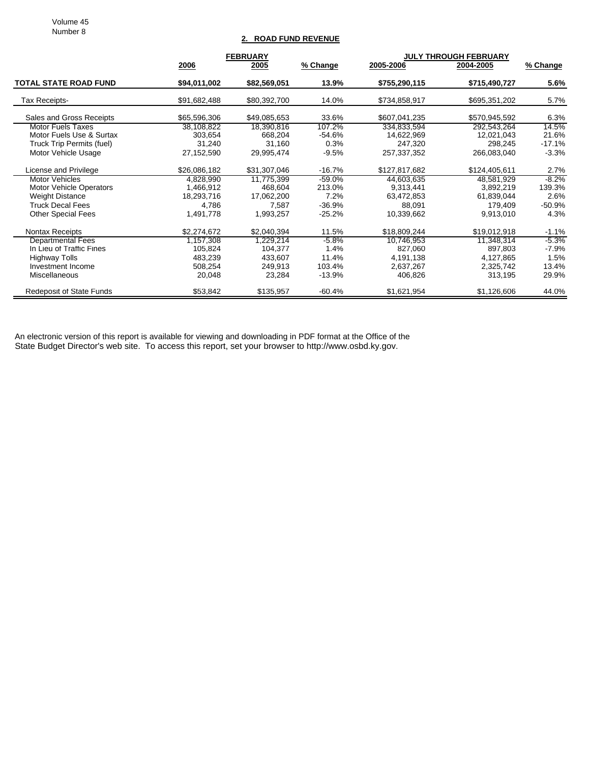## 2. ROAD FUND REVENUE

| | FEBRUARY | | | JULY THROUGH FEBRUARY | | |
|---|---|---|---|---|---|---|
| | 2006 | 2005 | % Change | 2005-2006 | 2004-2005 | % Change |
| **TOTAL STATE ROAD FUND** | **$94,011,002** | **$82,569,051** | **13.9%** | **$755,290,115** | **$715,490,727** | **5.6%** |
| Tax Receipts- | $91,682,488 | $80,392,700 | 14.0% | $734,858,917 | $695,351,202 | 5.7% |
| Sales and Gross Receipts | $65,596,306 | $49,085,653 | 33.6% | $607,041,235 | $570,945,592 | 6.3% |
| Motor Fuels Taxes | 38,108,822 | 18,390,816 | 107.2% | 334,833,594 | 292,543,264 | 14.5% |
| Motor Fuels Use & Surtax | 303,654 | 668,204 | -54.6% | 14,622,969 | 12,021,043 | 21.6% |
| Truck Trip Permits (fuel) | 31,240 | 31,160 | 0.3% | 247,320 | 298,245 | -17.1% |
| Motor Vehicle Usage | 27,152,590 | 29,995,474 | -9.5% | 257,337,352 | 266,083,040 | -3.3% |
| License and Privilege | $26,086,182 | $31,307,046 | -16.7% | $127,817,682 | $124,405,611 | 2.7% |
| Motor Vehicles | 4,828,990 | 11,775,399 | -59.0% | 44,603,635 | 48,581,929 | -8.2% |
| Motor Vehicle Operators | 1,466,912 | 468,604 | 213.0% | 9,313,441 | 3,892,219 | 139.3% |
| Weight Distance | 18,293,716 | 17,062,200 | 7.2% | 63,472,853 | 61,839,044 | 2.6% |
| Truck Decal Fees | 4,786 | 7,587 | -36.9% | 88,091 | 179,409 | -50.9% |
| Other Special Fees | 1,491,778 | 1,993,257 | -25.2% | 10,339,662 | 9,913,010 | 4.3% |
| Nontax Receipts | $2,274,672 | $2,040,394 | 11.5% | $18,809,244 | $19,012,918 | -1.1% |
| Departmental Fees | 1,157,308 | 1,229,214 | -5.8% | 10,746,953 | 11,348,314 | -5.3% |
| In Lieu of Traffic Fines | 105,824 | 104,377 | 1.4% | 827,060 | 897,803 | -7.9% |
| Highway Tolls | 483,239 | 433,607 | 11.4% | 4,191,138 | 4,127,865 | 1.5% |
| Investment Income | 508,254 | 249,913 | 103.4% | 2,637,267 | 2,325,742 | 13.4% |
| Miscellaneous | 20,048 | 23,284 | -13.9% | 406,826 | 313,195 | 29.9% |
| Redeposit of State Funds | $53,842 | $135,957 | -60.4% | $1,621,954 | $1,126,606 | 44.0% |

An electronic version of this report is available for viewing and downloading in PDF format at the Office of the State Budget Director's web site. To access this report, set your browser to http://www.osbd.ky.gov.